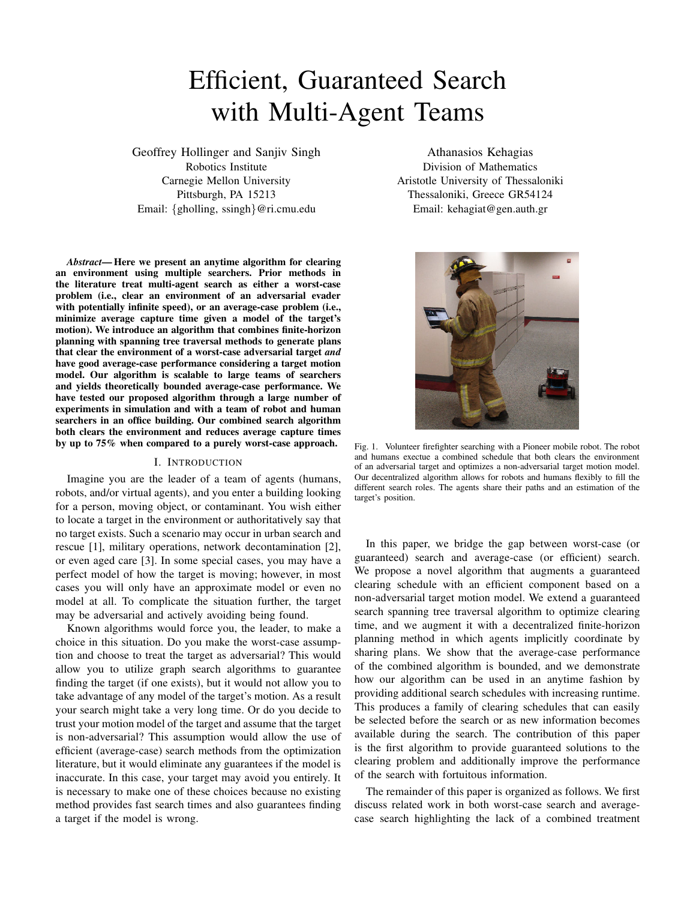# Efficient, Guaranteed Search with Multi-Agent Teams

Geoffrey Hollinger and Sanjiv Singh
Robotics Institute
Carnegie Mellon University
Pittsburgh, PA 15213
Email: {gholling, ssingh}@ri.cmu.edu

Athanasios Kehagias
Division of Mathematics
Aristotle University of Thessaloniki
Thessaloniki, Greece GR54124
Email: kehagiat@gen.auth.gr

***Abstract*— Here we present an anytime algorithm for clearing an environment using multiple searchers. Prior methods in the literature treat multi-agent search as either a worst-case problem (i.e., clear an environment of an adversarial evader with potentially infinite speed), or an average-case problem (i.e., minimize average capture time given a model of the target's motion). We introduce an algorithm that combines finite-horizon planning with spanning tree traversal methods to generate plans that clear the environment of a worst-case adversarial target *and* have good average-case performance considering a target motion model. Our algorithm is scalable to large teams of searchers and yields theoretically bounded average-case performance. We have tested our proposed algorithm through a large number of experiments in simulation and with a team of robot and human searchers in an office building. Our combined search algorithm both clears the environment and reduces average capture times by up to 75% when compared to a purely worst-case approach.**

Fig. 1. Volunteer firefighter searching with a Pioneer mobile robot. The robot and humans exectue a combined schedule that both clears the environment of an adversarial target and optimizes a non-adversarial target motion model. Our decentralized algorithm allows for robots and humans flexibly to fill the different search roles. The agents share their paths and an estimation of the target's position.

## I. Introduction

Imagine you are the leader of a team of agents (humans, robots, and/or virtual agents), and you enter a building looking for a person, moving object, or contaminant. You wish either to locate a target in the environment or authoritatively say that no target exists. Such a scenario may occur in urban search and rescue [1], military operations, network decontamination [2], or even aged care [3]. In some special cases, you may have a perfect model of how the target is moving; however, in most cases you will only have an approximate model or even no model at all. To complicate the situation further, the target may be adversarial and actively avoiding being found.

Known algorithms would force you, the leader, to make a choice in this situation. Do you make the worst-case assumption and choose to treat the target as adversarial? This would allow you to utilize graph search algorithms to guarantee finding the target (if one exists), but it would not allow you to take advantage of any model of the target's motion. As a result your search might take a very long time. Or do you decide to trust your motion model of the target and assume that the target is non-adversarial? This assumption would allow the use of efficient (average-case) search methods from the optimization literature, but it would eliminate any guarantees if the model is inaccurate. In this case, your target may avoid you entirely. It is necessary to make one of these choices because no existing method provides fast search times and also guarantees finding a target if the model is wrong.

In this paper, we bridge the gap between worst-case (or guaranteed) search and average-case (or efficient) search. We propose a novel algorithm that augments a guaranteed clearing schedule with an efficient component based on a non-adversarial target motion model. We extend a guaranteed search spanning tree traversal algorithm to optimize clearing time, and we augment it with a decentralized finite-horizon planning method in which agents implicitly coordinate by sharing plans. We show that the average-case performance of the combined algorithm is bounded, and we demonstrate how our algorithm can be used in an anytime fashion by providing additional search schedules with increasing runtime. This produces a family of clearing schedules that can easily be selected before the search or as new information becomes available during the search. The contribution of this paper is the first algorithm to provide guaranteed solutions to the clearing problem and additionally improve the performance of the search with fortuitous information.

The remainder of this paper is organized as follows. We first discuss related work in both worst-case search and average-case search highlighting the lack of a combined treatment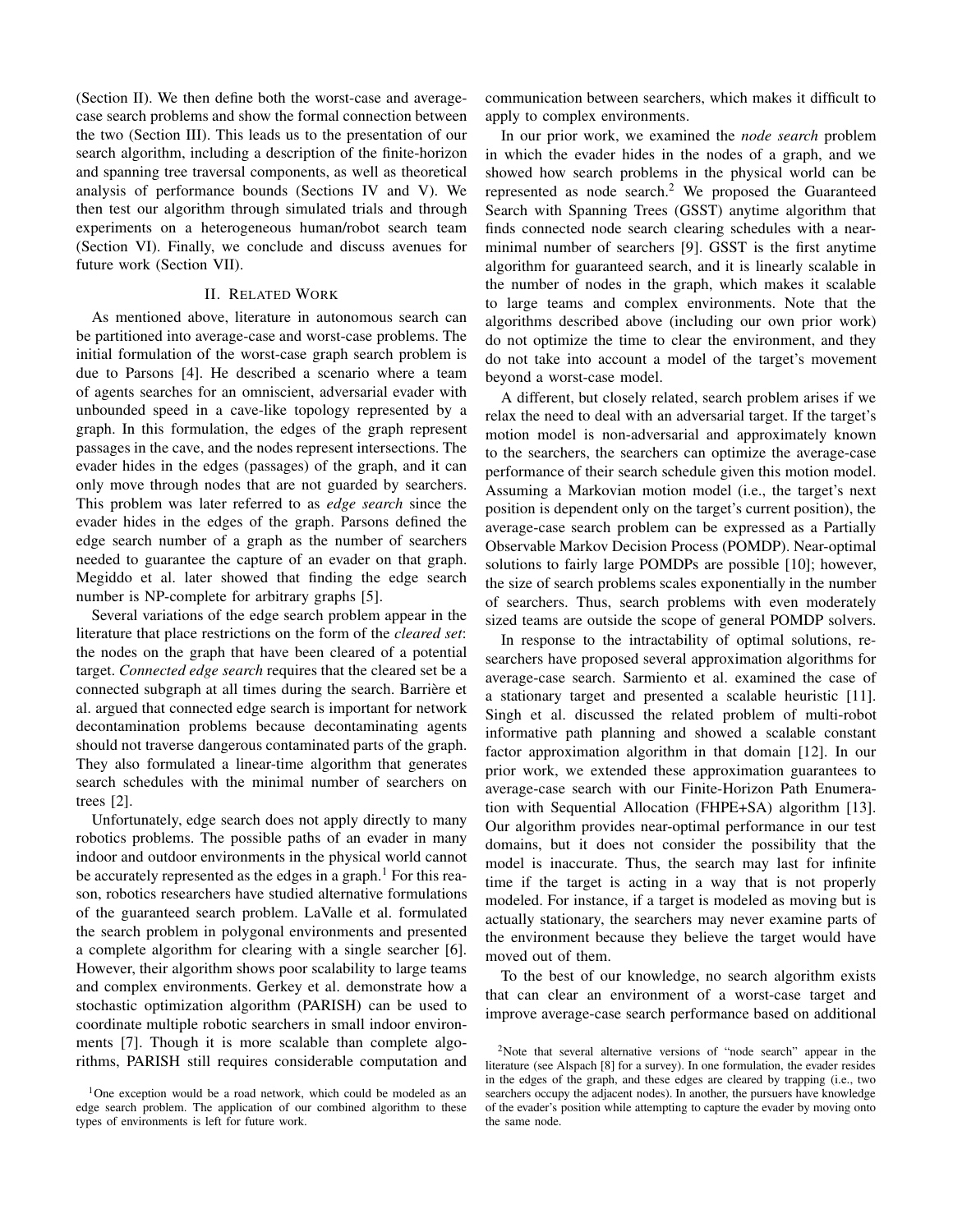(Section II). We then define both the worst-case and average-case search problems and show the formal connection between the two (Section III). This leads us to the presentation of our search algorithm, including a description of the finite-horizon and spanning tree traversal components, as well as theoretical analysis of performance bounds (Sections IV and V). We then test our algorithm through simulated trials and through experiments on a heterogeneous human/robot search team (Section VI). Finally, we conclude and discuss avenues for future work (Section VII).

## II. Related Work

As mentioned above, literature in autonomous search can be partitioned into average-case and worst-case problems. The initial formulation of the worst-case graph search problem is due to Parsons [4]. He described a scenario where a team of agents searches for an omniscient, adversarial evader with unbounded speed in a cave-like topology represented by a graph. In this formulation, the edges of the graph represent passages in the cave, and the nodes represent intersections. The evader hides in the edges (passages) of the graph, and it can only move through nodes that are not guarded by searchers. This problem was later referred to as *edge search* since the evader hides in the edges of the graph. Parsons defined the edge search number of a graph as the number of searchers needed to guarantee the capture of an evader on that graph. Megiddo et al. later showed that finding the edge search number is NP-complete for arbitrary graphs [5].

Several variations of the edge search problem appear in the literature that place restrictions on the form of the *cleared set*: the nodes on the graph that have been cleared of a potential target. *Connected edge search* requires that the cleared set be a connected subgraph at all times during the search. Barrière et al. argued that connected edge search is important for network decontamination problems because decontaminating agents should not traverse dangerous contaminated parts of the graph. They also formulated a linear-time algorithm that generates search schedules with the minimal number of searchers on trees [2].

Unfortunately, edge search does not apply directly to many robotics problems. The possible paths of an evader in many indoor and outdoor environments in the physical world cannot be accurately represented as the edges in a graph.[1] For this reason, robotics researchers have studied alternative formulations of the guaranteed search problem. LaValle et al. formulated the search problem in polygonal environments and presented a complete algorithm for clearing with a single searcher [6]. However, their algorithm shows poor scalability to large teams and complex environments. Gerkey et al. demonstrate how a stochastic optimization algorithm (PARISH) can be used to coordinate multiple robotic searchers in small indoor environments [7]. Though it is more scalable than complete algorithms, PARISH still requires considerable computation and communication between searchers, which makes it difficult to apply to complex environments.

In our prior work, we examined the *node search* problem in which the evader hides in the nodes of a graph, and we showed how search problems in the physical world can be represented as node search.[2] We proposed the Guaranteed Search with Spanning Trees (GSST) anytime algorithm that finds connected node search clearing schedules with a near-minimal number of searchers [9]. GSST is the first anytime algorithm for guaranteed search, and it is linearly scalable in the number of nodes in the graph, which makes it scalable to large teams and complex environments. Note that the algorithms described above (including our own prior work) do not optimize the time to clear the environment, and they do not take into account a model of the target's movement beyond a worst-case model.

A different, but closely related, search problem arises if we relax the need to deal with an adversarial target. If the target's motion model is non-adversarial and approximately known to the searchers, the searchers can optimize the average-case performance of their search schedule given this motion model. Assuming a Markovian motion model (i.e., the target's next position is dependent only on the target's current position), the average-case search problem can be expressed as a Partially Observable Markov Decision Process (POMDP). Near-optimal solutions to fairly large POMDPs are possible [10]; however, the size of search problems scales exponentially in the number of searchers. Thus, search problems with even moderately sized teams are outside the scope of general POMDP solvers.

In response to the intractability of optimal solutions, researchers have proposed several approximation algorithms for average-case search. Sarmiento et al. examined the case of a stationary target and presented a scalable heuristic [11]. Singh et al. discussed the related problem of multi-robot informative path planning and showed a scalable constant factor approximation algorithm in that domain [12]. In our prior work, we extended these approximation guarantees to average-case search with our Finite-Horizon Path Enumeration with Sequential Allocation (FHPE+SA) algorithm [13]. Our algorithm provides near-optimal performance in our test domains, but it does not consider the possibility that the model is inaccurate. Thus, the search may last for infinite time if the target is acting in a way that is not properly modeled. For instance, if a target is modeled as moving but is actually stationary, the searchers may never examine parts of the environment because they believe the target would have moved out of them.

To the best of our knowledge, no search algorithm exists that can clear an environment of a worst-case target and improve average-case search performance based on additional

[1] One exception would be a road network, which could be modeled as an edge search problem. The application of our combined algorithm to these types of environments is left for future work.

[2] Note that several alternative versions of "node search" appear in the literature (see Alspach [8] for a survey). In one formulation, the evader resides in the edges of the graph, and these edges are cleared by trapping (i.e., two searchers occupy the adjacent nodes). In another, the pursuers have knowledge of the evader's position while attempting to capture the evader by moving onto the same node.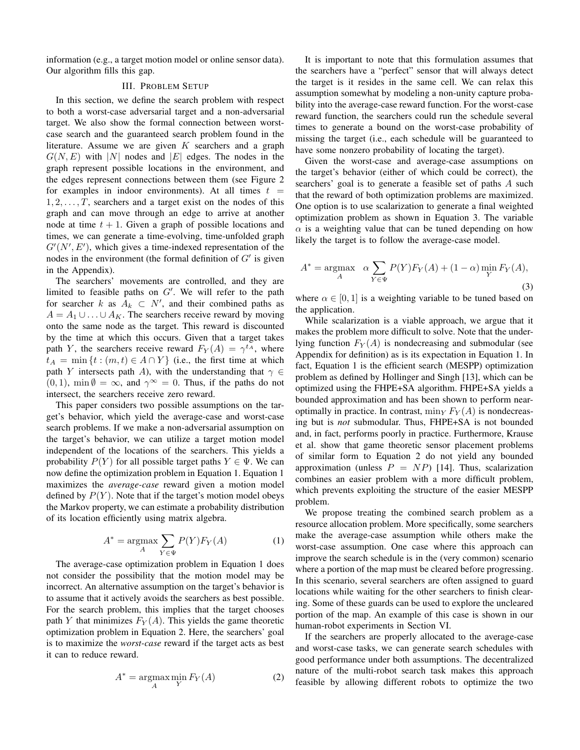information (e.g., a target motion model or online sensor data). Our algorithm fills this gap.

## III. Problem Setup

In this section, we define the search problem with respect to both a worst-case adversarial target and a non-adversarial target. We also show the formal connection between worst-case search and the guaranteed search problem found in the literature. Assume we are given $K$ searchers and a graph $G(N, E)$ with $|N|$ nodes and $|E|$ edges. The nodes in the graph represent possible locations in the environment, and the edges represent connections between them (see Figure 2 for examples in indoor environments). At all times $t = 1, 2, \ldots, T$, searchers and a target exist on the nodes of this graph and can move through an edge to arrive at another node at time $t + 1$. Given a graph of possible locations and times, we can generate a time-evolving, time-unfolded graph $G'(N', E')$, which gives a time-indexed representation of the nodes in the environment (the formal definition of $G'$ is given in the Appendix).

The searchers' movements are controlled, and they are limited to feasible paths on $G'$. We will refer to the path for searcher $k$ as $A_k \subset N'$, and their combined paths as $A = A_1 \cup \ldots \cup A_K$. The searchers receive reward by moving onto the same node as the target. This reward is discounted by the time at which this occurs. Given that a target takes path $Y$, the searchers receive reward $F_Y(A) = \gamma^{t_A}$, where $t_A = \min\{t : (m, t) \in A \cap Y\}$ (i.e., the first time at which path $Y$ intersects path $A$), with the understanding that $\gamma \in (0, 1)$, $\min \emptyset = \infty$, and $\gamma^\infty = 0$. Thus, if the paths do not intersect, the searchers receive zero reward.

This paper considers two possible assumptions on the target's behavior, which yield the average-case and worst-case search problems. If we make a non-adversarial assumption on the target's behavior, we can utilize a target motion model independent of the locations of the searchers. This yields a probability $P(Y)$ for all possible target paths $Y \in \Psi$. We can now define the optimization problem in Equation 1. Equation 1 maximizes the *average-case* reward given a motion model defined by $P(Y)$. Note that if the target's motion model obeys the Markov property, we can estimate a probability distribution of its location efficiently using matrix algebra.

$$A^* = \underset{A}{\operatorname{argmax}} \sum_{Y \in \Psi} P(Y) F_Y(A) \tag{1}$$

The average-case optimization problem in Equation 1 does not consider the possibility that the motion model may be incorrect. An alternative assumption on the target's behavior is to assume that it actively avoids the searchers as best possible. For the search problem, this implies that the target chooses path $Y$ that minimizes $F_Y(A)$. This yields the game theoretic optimization problem in Equation 2. Here, the searchers' goal is to maximize the *worst-case* reward if the target acts as best it can to reduce reward.

$$A^* = \underset{A}{\operatorname{argmax}} \min_{Y} F_Y(A) \tag{2}$$

It is important to note that this formulation assumes that the searchers have a "perfect" sensor that will always detect the target is it resides in the same cell. We can relax this assumption somewhat by modeling a non-unity capture probability into the average-case reward function. For the worst-case reward function, the searchers could run the schedule several times to generate a bound on the worst-case probability of missing the target (i.e., each schedule will be guaranteed to have some nonzero probability of locating the target).

Given the worst-case and average-case assumptions on the target's behavior (either of which could be correct), the searchers' goal is to generate a feasible set of paths $A$ such that the reward of both optimization problems are maximized. One option is to use scalarization to generate a final weighted optimization problem as shown in Equation 3. The variable $\alpha$ is a weighting value that can be tuned depending on how likely the target is to follow the average-case model.

$$A^* = \underset{A}{\operatorname{argmax}} \quad \alpha \sum_{Y \in \Psi} P(Y) F_Y(A) + (1 - \alpha) \min_{Y} F_Y(A), \tag{3}$$

where $\alpha \in [0, 1]$ is a weighting variable to be tuned based on the application.

While scalarization is a viable approach, we argue that it makes the problem more difficult to solve. Note that the underlying function $F_Y(A)$ is nondecreasing and submodular (see Appendix for definition) as is its expectation in Equation 1. In fact, Equation 1 is the efficient search (MESPP) optimization problem as defined by Hollinger and Singh [13], which can be optimized using the FHPE+SA algorithm. FHPE+SA yields a bounded approximation and has been shown to perform near-optimally in practice. In contrast, $\min_Y F_Y(A)$ is nondecreasing but is *not* submodular. Thus, FHPE+SA is not bounded and, in fact, performs poorly in practice. Furthermore, Krause et al. show that game theoretic sensor placement problems of similar form to Equation 2 do not yield any bounded approximation (unless $P = NP$) [14]. Thus, scalarization combines an easier problem with a more difficult problem, which prevents exploiting the structure of the easier MESPP problem.

We propose treating the combined search problem as a resource allocation problem. More specifically, some searchers make the average-case assumption while others make the worst-case assumption. One case where this approach can improve the search schedule is in the (very common) scenario where a portion of the map must be cleared before progressing. In this scenario, several searchers are often assigned to guard locations while waiting for the other searchers to finish clearing. Some of these guards can be used to explore the uncleared portion of the map. An example of this case is shown in our human-robot experiments in Section VI.

If the searchers are properly allocated to the average-case and worst-case tasks, we can generate search schedules with good performance under both assumptions. The decentralized nature of the multi-robot search task makes this approach feasible by allowing different robots to optimize the two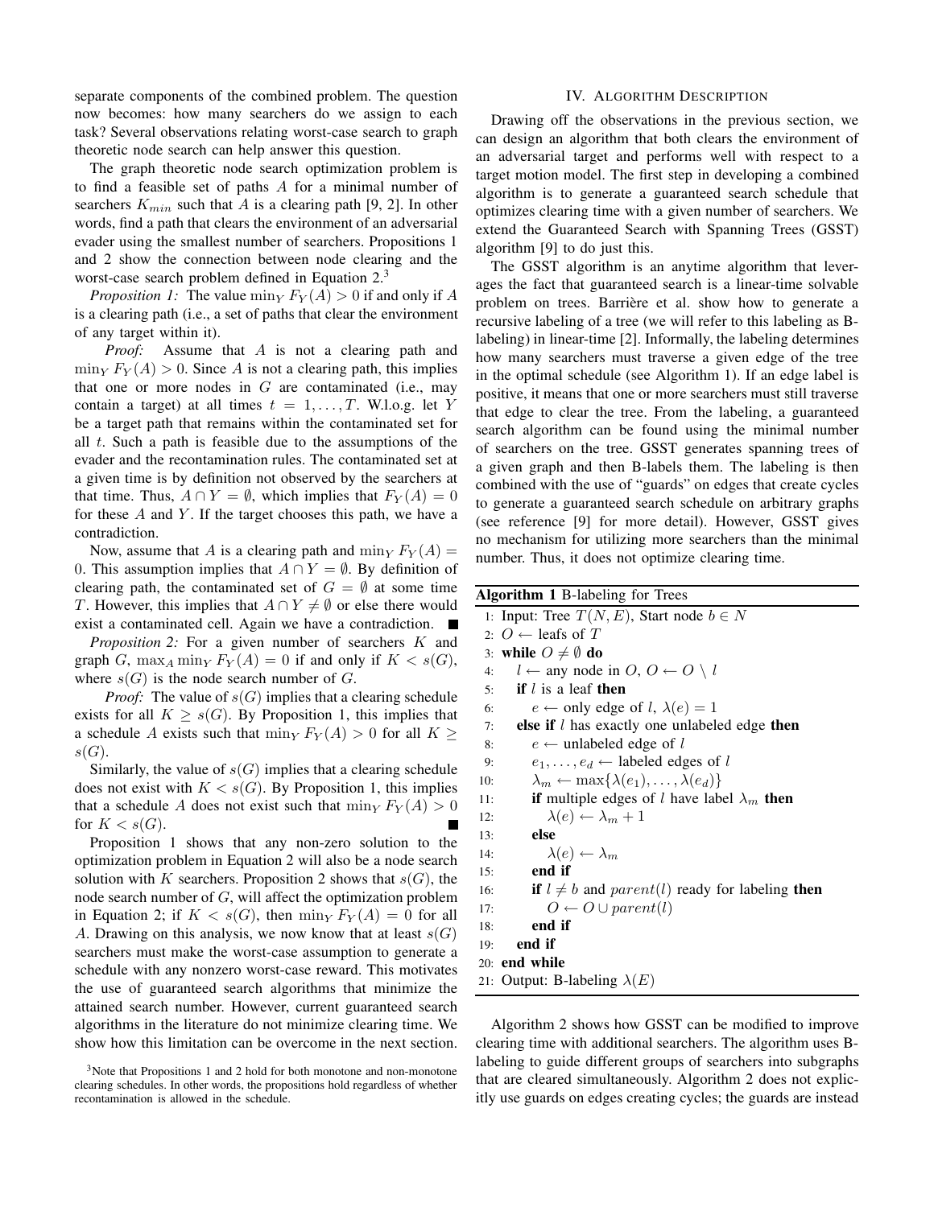separate components of the combined problem. The question now becomes: how many searchers do we assign to each task? Several observations relating worst-case search to graph theoretic node search can help answer this question.

The graph theoretic node search optimization problem is to find a feasible set of paths $A$ for a minimal number of searchers $K_{min}$ such that $A$ is a clearing path [9, 2]. In other words, find a path that clears the environment of an adversarial evader using the smallest number of searchers. Propositions 1 and 2 show the connection between node clearing and the worst-case search problem defined in Equation 2.[3]

*Proposition 1:* The value $\min_Y F_Y(A) > 0$ if and only if $A$ is a clearing path (i.e., a set of paths that clear the environment of any target within it).

*Proof:* Assume that $A$ is not a clearing path and $\min_Y F_Y(A) > 0$. Since $A$ is not a clearing path, this implies that one or more nodes in $G$ are contaminated (i.e., may contain a target) at all times $t = 1, \ldots, T$. W.l.o.g. let $Y$ be a target path that remains within the contaminated set for all $t$. Such a path is feasible due to the assumptions of the evader and the recontamination rules. The contaminated set at a given time is by definition not observed by the searchers at that time. Thus, $A \cap Y = \emptyset$, which implies that $F_Y(A) = 0$ for these $A$ and $Y$. If the target chooses this path, we have a contradiction.

Now, assume that $A$ is a clearing path and $\min_Y F_Y(A) = 0$. This assumption implies that $A \cap Y = \emptyset$. By definition of clearing path, the contaminated set of $G = \emptyset$ at some time $T$. However, this implies that $A \cap Y \neq \emptyset$ or else there would exist a contaminated cell. Again we have a contradiction. ∎

*Proposition 2:* For a given number of searchers $K$ and graph $G$, $\max_A \min_Y F_Y(A) = 0$ if and only if $K < s(G)$, where $s(G)$ is the node search number of $G$.

*Proof:* The value of $s(G)$ implies that a clearing schedule exists for all $K \geq s(G)$. By Proposition 1, this implies that a schedule $A$ exists such that $\min_Y F_Y(A) > 0$ for all $K \geq s(G)$.

Similarly, the value of $s(G)$ implies that a clearing schedule does not exist with $K < s(G)$. By Proposition 1, this implies that a schedule $A$ does not exist such that $\min_Y F_Y(A) > 0$ for $K < s(G)$. ∎

Proposition 1 shows that any non-zero solution to the optimization problem in Equation 2 will also be a node search solution with $K$ searchers. Proposition 2 shows that $s(G)$, the node search number of $G$, will affect the optimization problem in Equation 2; if $K < s(G)$, then $\min_Y F_Y(A) = 0$ for all $A$. Drawing on this analysis, we now know that at least $s(G)$ searchers must make the worst-case assumption to generate a schedule with any nonzero worst-case reward. This motivates the use of guaranteed search algorithms that minimize the attained search number. However, current guaranteed search algorithms in the literature do not minimize clearing time. We show how this limitation can be overcome in the next section.

[3] Note that Propositions 1 and 2 hold for both monotone and non-monotone clearing schedules. In other words, the propositions hold regardless of whether recontamination is allowed in the schedule.

## IV. Algorithm Description

Drawing off the observations in the previous section, we can design an algorithm that both clears the environment of an adversarial target and performs well with respect to a target motion model. The first step in developing a combined algorithm is to generate a guaranteed search schedule that optimizes clearing time with a given number of searchers. We extend the Guaranteed Search with Spanning Trees (GSST) algorithm [9] to do just this.

The GSST algorithm is an anytime algorithm that leverages the fact that guaranteed search is a linear-time solvable problem on trees. Barrière et al. show how to generate a recursive labeling of a tree (we will refer to this labeling as B-labeling) in linear-time [2]. Informally, the labeling determines how many searchers must traverse a given edge of the tree in the optimal schedule (see Algorithm 1). If an edge label is positive, it means that one or more searchers must still traverse that edge to clear the tree. From the labeling, a guaranteed search algorithm can be found using the minimal number of searchers on the tree. GSST generates spanning trees of a given graph and then B-labels them. The labeling is then combined with the use of "guards" on edges that create cycles to generate a guaranteed search schedule on arbitrary graphs (see reference [9] for more detail). However, GSST gives no mechanism for utilizing more searchers than the minimal number. Thus, it does not optimize clearing time.

**Algorithm 1** B-labeling for Trees

```
1:  Input: Tree T(N, E), Start node b ∈ N
2:  O ← leafs of T
3:  while O ≠ ∅ do
4:      l ← any node in O, O ← O \ l
5:      if l is a leaf then
6:          e ← only edge of l, λ(e) = 1
7:      else if l has exactly one unlabeled edge then
8:          e ← unlabeled edge of l
9:          e_1, ..., e_d ← labeled edges of l
10:         λ_m ← max{λ(e_1), ..., λ(e_d)}
11:         if multiple edges of l have label λ_m then
12:             λ(e) ← λ_m + 1
13:         else
14:             λ(e) ← λ_m
15:         end if
16:         if l ≠ b and parent(l) ready for labeling then
17:             O ← O ∪ parent(l)
18:         end if
19:     end if
20: end while
21: Output: B-labeling λ(E)
```

Algorithm 2 shows how GSST can be modified to improve clearing time with additional searchers. The algorithm uses B-labeling to guide different groups of searchers into subgraphs that are cleared simultaneously. Algorithm 2 does not explicitly use guards on edges creating cycles; the guards are instead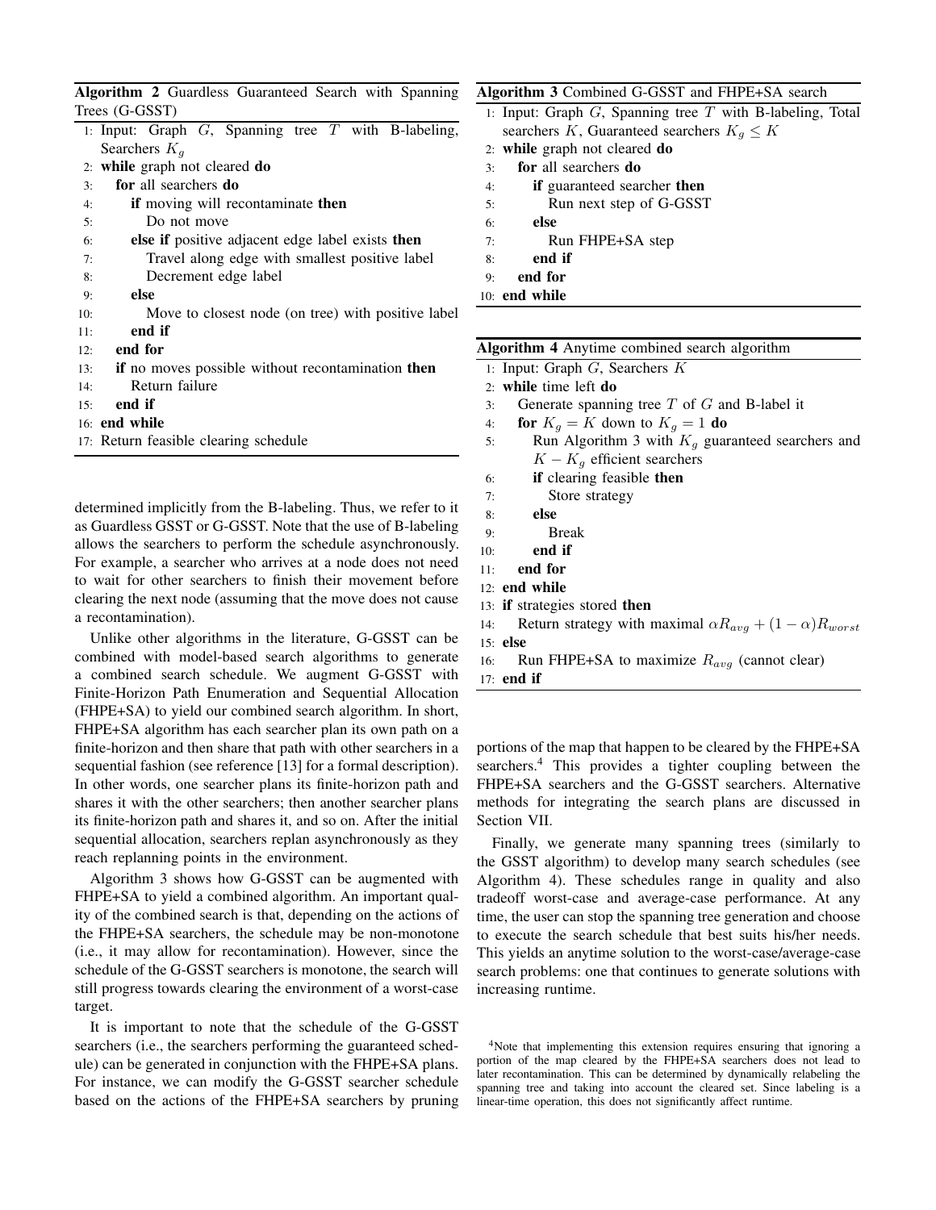**Algorithm 2** Guardless Guaranteed Search with Spanning Trees (G-GSST)

```
1:  Input: Graph G, Spanning tree T with B-labeling, Searchers K_g
2:  while graph not cleared do
3:     for all searchers do
4:        if moving will recontaminate then
5:           Do not move
6:        else if positive adjacent edge label exists then
7:           Travel along edge with smallest positive label
8:           Decrement edge label
9:        else
10:          Move to closest node (on tree) with positive label
11:       end if
12:    end for
13:    if no moves possible without recontamination then
14:       Return failure
15:    end if
16: end while
17: Return feasible clearing schedule
```

determined implicitly from the B-labeling. Thus, we refer to it as Guardless GSST or G-GSST. Note that the use of B-labeling allows the searchers to perform the schedule asynchronously. For example, a searcher who arrives at a node does not need to wait for other searchers to finish their movement before clearing the next node (assuming that the move does not cause a recontamination).

Unlike other algorithms in the literature, G-GSST can be combined with model-based search algorithms to generate a combined search schedule. We augment G-GSST with Finite-Horizon Path Enumeration and Sequential Allocation (FHPE+SA) to yield our combined search algorithm. In short, FHPE+SA algorithm has each searcher plan its own path on a finite-horizon and then share that path with other searchers in a sequential fashion (see reference [13] for a formal description). In other words, one searcher plans its finite-horizon path and shares it with the other searchers; then another searcher plans its finite-horizon path and shares it, and so on. After the initial sequential allocation, searchers replan asynchronously as they reach replanning points in the environment.

Algorithm 3 shows how G-GSST can be augmented with FHPE+SA to yield a combined algorithm. An important quality of the combined search is that, depending on the actions of the FHPE+SA searchers, the schedule may be non-monotone (i.e., it may allow for recontamination). However, since the schedule of the G-GSST searchers is monotone, the search will still progress towards clearing the environment of a worst-case target.

It is important to note that the schedule of the G-GSST searchers (i.e., the searchers performing the guaranteed schedule) can be generated in conjunction with the FHPE+SA plans. For instance, we can modify the G-GSST searcher schedule based on the actions of the FHPE+SA searchers by pruning portions of the map that happen to be cleared by the FHPE+SA searchers.[4] This provides a tighter coupling between the FHPE+SA searchers and the G-GSST searchers. Alternative methods for integrating the search plans are discussed in Section VII.

**Algorithm 3** Combined G-GSST and FHPE+SA search

```
1:  Input: Graph G, Spanning tree T with B-labeling, Total
    searchers K, Guaranteed searchers K_g ≤ K
2:  while graph not cleared do
3:     for all searchers do
4:        if guaranteed searcher then
5:           Run next step of G-GSST
6:        else
7:           Run FHPE+SA step
8:        end if
9:     end for
10: end while
```

**Algorithm 4** Anytime combined search algorithm

```
1:  Input: Graph G, Searchers K
2:  while time left do
3:     Generate spanning tree T of G and B-label it
4:     for K_g = K down to K_g = 1 do
5:        Run Algorithm 3 with K_g guaranteed searchers and
          K − K_g efficient searchers
6:        if clearing feasible then
7:           Store strategy
8:        else
9:           Break
10:       end if
11:    end for
12: end while
13: if strategies stored then
14:    Return strategy with maximal αR_avg + (1 − α)R_worst
15: else
16:    Run FHPE+SA to maximize R_avg (cannot clear)
17: end if
```

Finally, we generate many spanning trees (similarly to the GSST algorithm) to develop many search schedules (see Algorithm 4). These schedules range in quality and also tradeoff worst-case and average-case performance. At any time, the user can stop the spanning tree generation and choose to execute the search schedule that best suits his/her needs. This yields an anytime solution to the worst-case/average-case search problems: one that continues to generate solutions with increasing runtime.

[4]Note that implementing this extension requires ensuring that ignoring a portion of the map cleared by the FHPE+SA searchers does not lead to later recontamination. This can be determined by dynamically relabeling the spanning tree and taking into account the cleared set. Since labeling is a linear-time operation, this does not significantly affect runtime.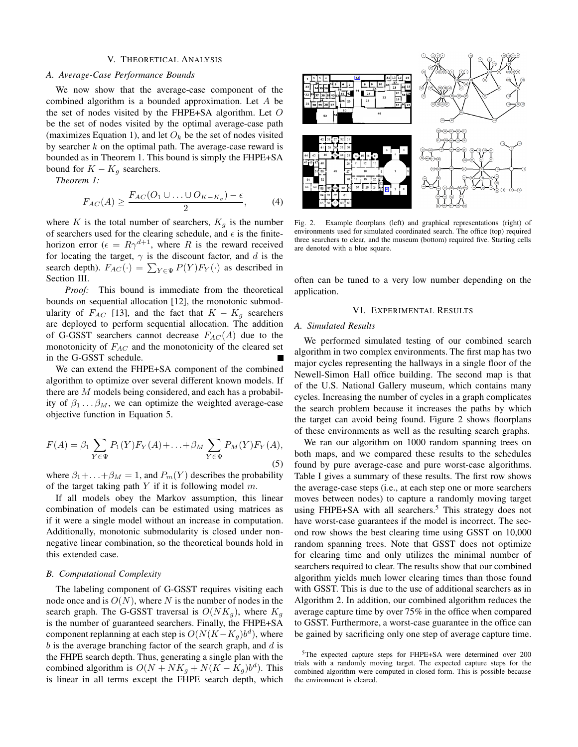## V. Theoretical Analysis

### A. Average-Case Performance Bounds

We now show that the average-case component of the combined algorithm is a bounded approximation. Let $A$ be the set of nodes visited by the FHPE+SA algorithm. Let $O$ be the set of nodes visited by the optimal average-case path (maximizes Equation 1), and let $O_k$ be the set of nodes visited by searcher $k$ on the optimal path. The average-case reward is bounded as in Theorem 1. This bound is simply the FHPE+SA bound for $K - K_g$ searchers.

*Theorem 1:*

$$F_{AC}(A) \geq \frac{F_{AC}(O_1 \cup \ldots \cup O_{K-K_g}) - \epsilon}{2}, \tag{4}$$

where $K$ is the total number of searchers, $K_g$ is the number of searchers used for the clearing schedule, and $\epsilon$ is the finite-horizon error ($\epsilon = R\gamma^{d+1}$, where $R$ is the reward received for locating the target, $\gamma$ is the discount factor, and $d$ is the search depth). $F_{AC}(\cdot) = \sum_{Y \in \Psi} P(Y) F_Y(\cdot)$ as described in Section III.

*Proof:* This bound is immediate from the theoretical bounds on sequential allocation [12], the monotonic submodularity of $F_{AC}$ [13], and the fact that $K - K_g$ searchers are deployed to perform sequential allocation. The addition of G-GSST searchers cannot decrease $F_{AC}(A)$ due to the monotonicity of $F_{AC}$ and the monotonicity of the cleared set in the G-GSST schedule. ■

We can extend the FHPE+SA component of the combined algorithm to optimize over several different known models. If there are $M$ models being considered, and each has a probability of $\beta_1 \ldots \beta_M$, we can optimize the weighted average-case objective function in Equation 5.

$$F(A) = \beta_1 \sum_{Y \in \Psi} P_1(Y) F_Y(A) + \ldots + \beta_M \sum_{Y \in \Psi} P_M(Y) F_Y(A), \tag{5}$$

where $\beta_1 + \ldots + \beta_M = 1$, and $P_m(Y)$ describes the probability of the target taking path $Y$ if it is following model $m$.

If all models obey the Markov assumption, this linear combination of models can be estimated using matrices as if it were a single model without an increase in computation. Additionally, monotonic submodularity is closed under non-negative linear combination, so the theoretical bounds hold in this extended case.

### B. Computational Complexity

The labeling component of G-GSST requires visiting each node once and is $O(N)$, where $N$ is the number of nodes in the search graph. The G-GSST traversal is $O(NK_g)$, where $K_g$ is the number of guaranteed searchers. Finally, the FHPE+SA component replanning at each step is $O(N(K-K_g)b^d)$, where $b$ is the average branching factor of the search graph, and $d$ is the FHPE search depth. Thus, generating a single plan with the combined algorithm is $O(N + NK_g + N(K-K_g)b^d)$. This is linear in all terms except the FHPE search depth, which often can be tuned to a very low number depending on the application.

Fig. 2. Example floorplans (left) and graphical representations (right) of environments used for simulated coordinated search. The office (top) required three searchers to clear, and the museum (bottom) required five. Starting cells are denoted with a blue square.

## VI. Experimental Results

### A. Simulated Results

We performed simulated testing of our combined search algorithm in two complex environments. The first map has two major cycles representing the hallways in a single floor of the Newell-Simon Hall office building. The second map is that of the U.S. National Gallery museum, which contains many cycles. Increasing the number of cycles in a graph complicates the search problem because it increases the paths by which the target can avoid being found. Figure 2 shows floorplans of these environments as well as the resulting search graphs.

We ran our algorithm on 1000 random spanning trees on both maps, and we compared these results to the schedules found by pure average-case and pure worst-case algorithms. Table I gives a summary of these results. The first row shows the average-case steps (i.e., at each step one or more searchers moves between nodes) to capture a randomly moving target using FHPE+SA with all searchers.[5] This strategy does not have worst-case guarantees if the model is incorrect. The second row shows the best clearing time using GSST on 10,000 random spanning trees. Note that GSST does not optimize for clearing time and only utilizes the minimal number of searchers required to clear. The results show that our combined algorithm yields much lower clearing times than those found with GSST. This is due to the use of additional searchers as in Algorithm 2. In addition, our combined algorithm reduces the average capture time by over 75% in the office when compared to GSST. Furthermore, a worst-case guarantee in the office can be gained by sacrificing only one step of average capture time.

[5] The expected capture steps for FHPE+SA were determined over 200 trials with a randomly moving target. The expected capture steps for the combined algorithm were computed in closed form. This is possible because the environment is cleared.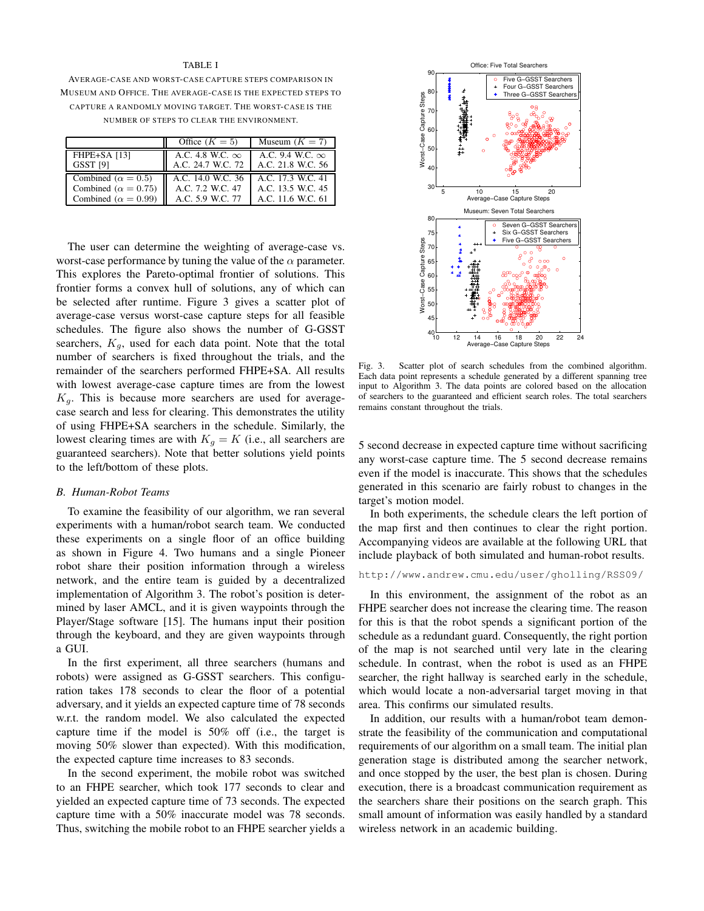TABLE I

AVERAGE-CASE AND WORST-CASE CAPTURE STEPS COMPARISON IN MUSEUM AND OFFICE. THE AVERAGE-CASE IS THE EXPECTED STEPS TO CAPTURE A RANDOMLY MOVING TARGET. THE WORST-CASE IS THE NUMBER OF STEPS TO CLEAR THE ENVIRONMENT.

| | Office ($K = 5$) | Museum ($K = 7$) |
|---|---|---|
| FHPE+SA [13] | A.C. 4.8 W.C. $\infty$ | A.C. 9.4 W.C. $\infty$ |
| GSST [9] | A.C. 24.7 W.C. 72 | A.C. 21.8 W.C. 56 |
| Combined ($\alpha = 0.5$) | A.C. 14.0 W.C. 36 | A.C. 17.3 W.C. 41 |
| Combined ($\alpha = 0.75$) | A.C. 7.2 W.C. 47 | A.C. 13.5 W.C. 45 |
| Combined ($\alpha = 0.99$) | A.C. 5.9 W.C. 77 | A.C. 11.6 W.C. 61 |

The user can determine the weighting of average-case vs. worst-case performance by tuning the value of the $\alpha$ parameter. This explores the Pareto-optimal frontier of solutions. This frontier forms a convex hull of solutions, any of which can be selected after runtime. Figure 3 gives a scatter plot of average-case versus worst-case capture steps for all feasible schedules. The figure also shows the number of G-GSST searchers, $K_g$, used for each data point. Note that the total number of searchers is fixed throughout the trials, and the remainder of the searchers performed FHPE+SA. All results with lowest average-case capture times are from the lowest $K_g$. This is because more searchers are used for average-case search and less for clearing. This demonstrates the utility of using FHPE+SA searchers in the schedule. Similarly, the lowest clearing times are with $K_g = K$ (i.e., all searchers are guaranteed searchers). Note that better solutions yield points to the left/bottom of these plots.

Fig. 3. Scatter plot of search schedules from the combined algorithm. Each data point represents a schedule generated by a different spanning tree input to Algorithm 3. The data points are colored based on the allocation of searchers to the guaranteed and efficient search roles. The total searchers remains constant throughout the trials.

### B. Human-Robot Teams

To examine the feasibility of our algorithm, we ran several experiments with a human/robot search team. We conducted these experiments on a single floor of an office building as shown in Figure 4. Two humans and a single Pioneer robot share their position information through a wireless network, and the entire team is guided by a decentralized implementation of Algorithm 3. The robot's position is determined by laser AMCL, and it is given waypoints through the Player/Stage software [15]. The humans input their position through the keyboard, and they are given waypoints through a GUI.

In the first experiment, all three searchers (humans and robots) were assigned as G-GSST searchers. This configuration takes 178 seconds to clear the floor of a potential adversary, and it yields an expected capture time of 78 seconds w.r.t. the random model. We also calculated the expected capture time if the model is 50% off (i.e., the target is moving 50% slower than expected). With this modification, the expected capture time increases to 83 seconds.

In the second experiment, the mobile robot was switched to an FHPE searcher, which took 177 seconds to clear and yielded an expected capture time of 73 seconds. The expected capture time with a 50% inaccurate model was 78 seconds. Thus, switching the mobile robot to an FHPE searcher yields a 5 second decrease in expected capture time without sacrificing any worst-case capture time. The 5 second decrease remains even if the model is inaccurate. This shows that the schedules generated in this scenario are fairly robust to changes in the target's motion model.

In both experiments, the schedule clears the left portion of the map first and then continues to clear the right portion. Accompanying videos are available at the following URL that include playback of both simulated and human-robot results.

http://www.andrew.cmu.edu/user/gholling/RSS09/

In this environment, the assignment of the robot as an FHPE searcher does not increase the clearing time. The reason for this is that the robot spends a significant portion of the schedule as a redundant guard. Consequently, the right portion of the map is not searched until very late in the clearing schedule. In contrast, when the robot is used as an FHPE searcher, the right hallway is searched early in the schedule, which would locate a non-adversarial target moving in that area. This confirms our simulated results.

In addition, our results with a human/robot team demonstrate the feasibility of the communication and computational requirements of our algorithm on a small team. The initial plan generation stage is distributed among the searcher network, and once stopped by the user, the best plan is chosen. During execution, there is a broadcast communication requirement as the searchers share their positions on the search graph. This small amount of information was easily handled by a standard wireless network in an academic building.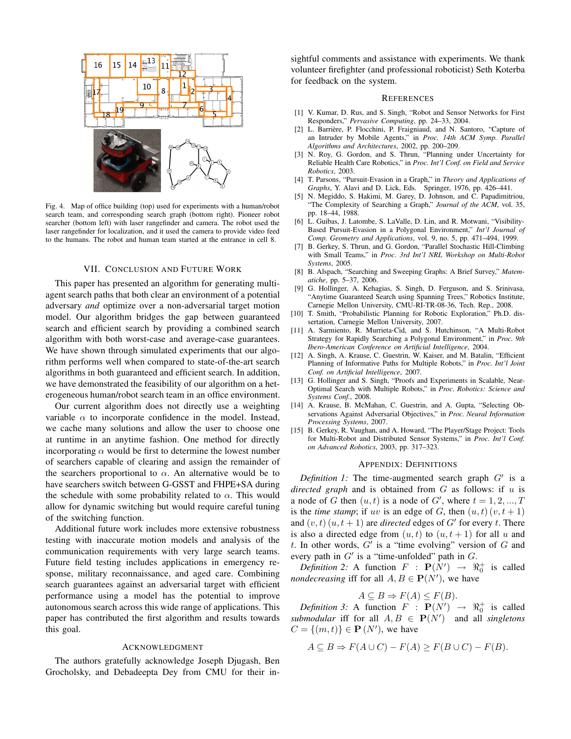Fig. 4. Map of office building (top) used for experiments with a human/robot search team, and corresponding search graph (bottom right). Pioneer robot searcher (bottom left) with laser rangefinder and camera. The robot used the laser rangefinder for localization, and it used the camera to provide video feed to the humans. The robot and human team started at the entrance in cell 8.

## VII. Conclusion and Future Work

This paper has presented an algorithm for generating multi-agent search paths that both clear an environment of a potential adversary *and* optimize over a non-adversarial target motion model. Our algorithm bridges the gap between guaranteed search and efficient search by providing a combined search algorithm with both worst-case and average-case guarantees. We have shown through simulated experiments that our algorithm performs well when compared to state-of-the-art search algorithms in both guaranteed and efficient search. In addition, we have demonstrated the feasibility of our algorithm on a heterogeneous human/robot search team in an office environment.

Our current algorithm does not directly use a weighting variable $\alpha$ to incorporate confidence in the model. Instead, we cache many solutions and allow the user to choose one at runtime in an anytime fashion. One method for directly incorporating $\alpha$ would be first to determine the lowest number of searchers capable of clearing and assign the remainder of the searchers proportional to $\alpha$. An alternative would be to have searchers switch between G-GSST and FHPE+SA during the schedule with some probability related to $\alpha$. This would allow for dynamic switching but would require careful tuning of the switching function.

Additional future work includes more extensive robustness testing with inaccurate motion models and analysis of the communication requirements with very large search teams. Future field testing includes applications in emergency response, military reconnaissance, and aged care. Combining search guarantees against an adversarial target with efficient performance using a model has the potential to improve autonomous search across this wide range of applications. This paper has contributed the first algorithm and results towards this goal.

## Acknowledgment

The authors gratefully acknowledge Joseph Djugash, Ben Grocholsky, and Debadeepta Dey from CMU for their insightful comments and assistance with experiments. We thank volunteer firefighter (and professional roboticist) Seth Koterba for feedback on the system.

## References

[1] V. Kumar, D. Rus, and S. Singh, "Robot and Sensor Networks for First Responders," *Pervasive Computing*, pp. 24–33, 2004.

[2] L. Barrière, P. Flocchini, P. Fraigniaud, and N. Santoro, "Capture of an Intruder by Mobile Agents," in *Proc. 14th ACM Symp. Parallel Algorithms and Architectures*, 2002, pp. 200–209.

[3] N. Roy, G. Gordon, and S. Thrun, "Planning under Uncertainty for Reliable Health Care Robotics," in *Proc. Int'l Conf. on Field and Service Robotics*, 2003.

[4] T. Parsons, "Pursuit-Evasion in a Graph," in *Theory and Applications of Graphs*, Y. Alavi and D. Lick, Eds. Springer, 1976, pp. 426–441.

[5] N. Megiddo, S. Hakimi, M. Garey, D. Johnson, and C. Papadimitriou, "The Complexity of Searching a Graph," *Journal of the ACM*, vol. 35, pp. 18–44, 1988.

[6] L. Guibas, J. Latombe, S. LaValle, D. Lin, and R. Motwani, "Visibility-Based Pursuit-Evasion in a Polygonal Environment," *Int'l Journal of Comp. Geometry and Applications*, vol. 9, no. 5, pp. 471–494, 1999.

[7] B. Gerkey, S. Thrun, and G. Gordon, "Parallel Stochastic Hill-Climbing with Small Teams," in *Proc. 3rd Int'l NRL Workshop on Multi-Robot Systems*, 2005.

[8] B. Alspach, "Searching and Sweeping Graphs: A Brief Survey," *Matematiche*, pp. 5–37, 2006.

[9] G. Hollinger, A. Kehagias, S. Singh, D. Ferguson, and S. Srinivasa, "Anytime Guaranteed Search using Spanning Trees," Robotics Institute, Carnegie Mellon University, CMU-RI-TR-08-36, Tech. Rep., 2008.

[10] T. Smith, "Probabilistic Planning for Robotic Exploration," Ph.D. dissertation, Carnegie Mellon University, 2007.

[11] A. Sarmiento, R. Murrieta-Cid, and S. Hutchinson, "A Multi-Robot Strategy for Rapidly Searching a Polygonal Environment," in *Proc. 9th Ibero-American Conference on Artificial Intelligence*, 2004.

[12] A. Singh, A. Krause, C. Guestrin, W. Kaiser, and M. Batalin, "Efficient Planning of Informative Paths for Multiple Robots," in *Proc. Int'l Joint Conf. on Artificial Intelligence*, 2007.

[13] G. Hollinger and S. Singh, "Proofs and Experiments in Scalable, Near-Optimal Search with Multiple Robots," in *Proc. Robotics: Science and Systems Conf.*, 2008.

[14] A. Krause, B. McMahan, C. Guestrin, and A. Gupta, "Selecting Observations Against Adversarial Objectives," in *Proc. Neural Information Processing Systems*, 2007.

[15] B. Gerkey, R. Vaughan, and A. Howard, "The Player/Stage Project: Tools for Multi-Robot and Distributed Sensor Systems," in *Proc. Int'l Conf. on Advanced Robotics*, 2003, pp. 317–323.

## Appendix: Definitions

*Definition 1:* The time-augmented search graph $G'$ is a *directed graph* and is obtained from $G$ as follows: if $u$ is a node of $G$ then $(u, t)$ is a node of $G'$, where $t = 1, 2, ..., T$ is the *time stamp*; if $uv$ is an edge of $G$, then $(u, t)\,(v, t+1)$ and $(v, t)\,(u, t+1)$ are *directed* edges of $G'$ for every $t$. There is also a directed edge from $(u, t)$ to $(u, t+1)$ for all $u$ and $t$. In other words, $G'$ is a "time evolving" version of $G$ and every path in $G'$ is a "time-unfolded" path in $G$.

*Definition 2:* A function $F : \mathbf{P}(N') \rightarrow \Re_0^+$ is called *nondecreasing* iff for all $A, B \in \mathbf{P}(N')$, we have

$$A \subseteq B \Rightarrow F(A) \leq F(B).$$

*Definition 3:* A function $F : \mathbf{P}(N') \rightarrow \Re_0^+$ is called *submodular* iff for all $A, B \in \mathbf{P}(N')$ and all *singletons* $C = \{(m, t)\} \in \mathbf{P}(N')$, we have

$$A \subseteq B \Rightarrow F(A \cup C) - F(A) \geq F(B \cup C) - F(B).$$